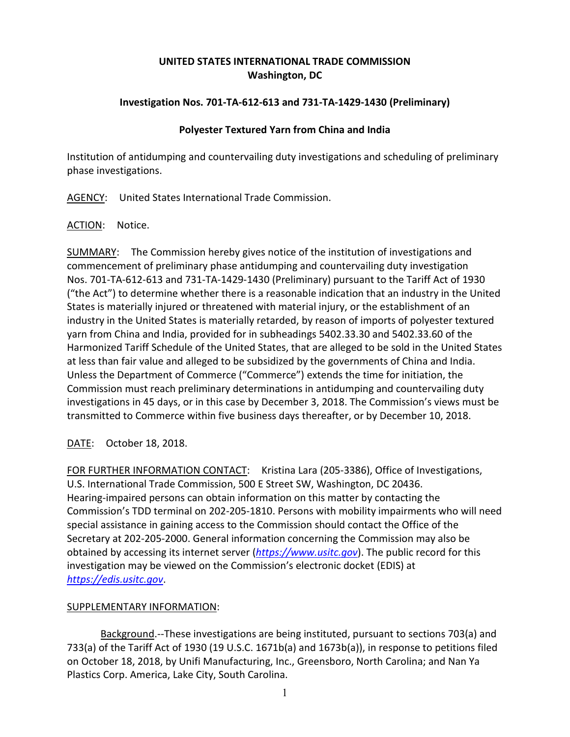**UNITED STATES INTERNATIONAL TRADE COMMISSION**
**Washington, DC**

**Investigation Nos. 701-TA-612-613 and 731-TA-1429-1430 (Preliminary)**

**Polyester Textured Yarn from China and India**

Institution of antidumping and countervailing duty investigations and scheduling of preliminary phase investigations.

AGENCY: United States International Trade Commission.

ACTION: Notice.

SUMMARY: The Commission hereby gives notice of the institution of investigations and commencement of preliminary phase antidumping and countervailing duty investigation Nos. 701-TA-612-613 and 731-TA-1429-1430 (Preliminary) pursuant to the Tariff Act of 1930 ("the Act") to determine whether there is a reasonable indication that an industry in the United States is materially injured or threatened with material injury, or the establishment of an industry in the United States is materially retarded, by reason of imports of polyester textured yarn from China and India, provided for in subheadings 5402.33.30 and 5402.33.60 of the Harmonized Tariff Schedule of the United States, that are alleged to be sold in the United States at less than fair value and alleged to be subsidized by the governments of China and India. Unless the Department of Commerce ("Commerce") extends the time for initiation, the Commission must reach preliminary determinations in antidumping and countervailing duty investigations in 45 days, or in this case by December 3, 2018. The Commission's views must be transmitted to Commerce within five business days thereafter, or by December 10, 2018.

DATE: October 18, 2018.

FOR FURTHER INFORMATION CONTACT: Kristina Lara (205-3386), Office of Investigations, U.S. International Trade Commission, 500 E Street SW, Washington, DC 20436. Hearing-impaired persons can obtain information on this matter by contacting the Commission's TDD terminal on 202-205-1810. Persons with mobility impairments who will need special assistance in gaining access to the Commission should contact the Office of the Secretary at 202-205-2000. General information concerning the Commission may also be obtained by accessing its internet server (*https://www.usitc.gov*). The public record for this investigation may be viewed on the Commission's electronic docket (EDIS) at *https://edis.usitc.gov*.

SUPPLEMENTARY INFORMATION:

Background.--These investigations are being instituted, pursuant to sections 703(a) and 733(a) of the Tariff Act of 1930 (19 U.S.C. 1671b(a) and 1673b(a)), in response to petitions filed on October 18, 2018, by Unifi Manufacturing, Inc., Greensboro, North Carolina; and Nan Ya Plastics Corp. America, Lake City, South Carolina.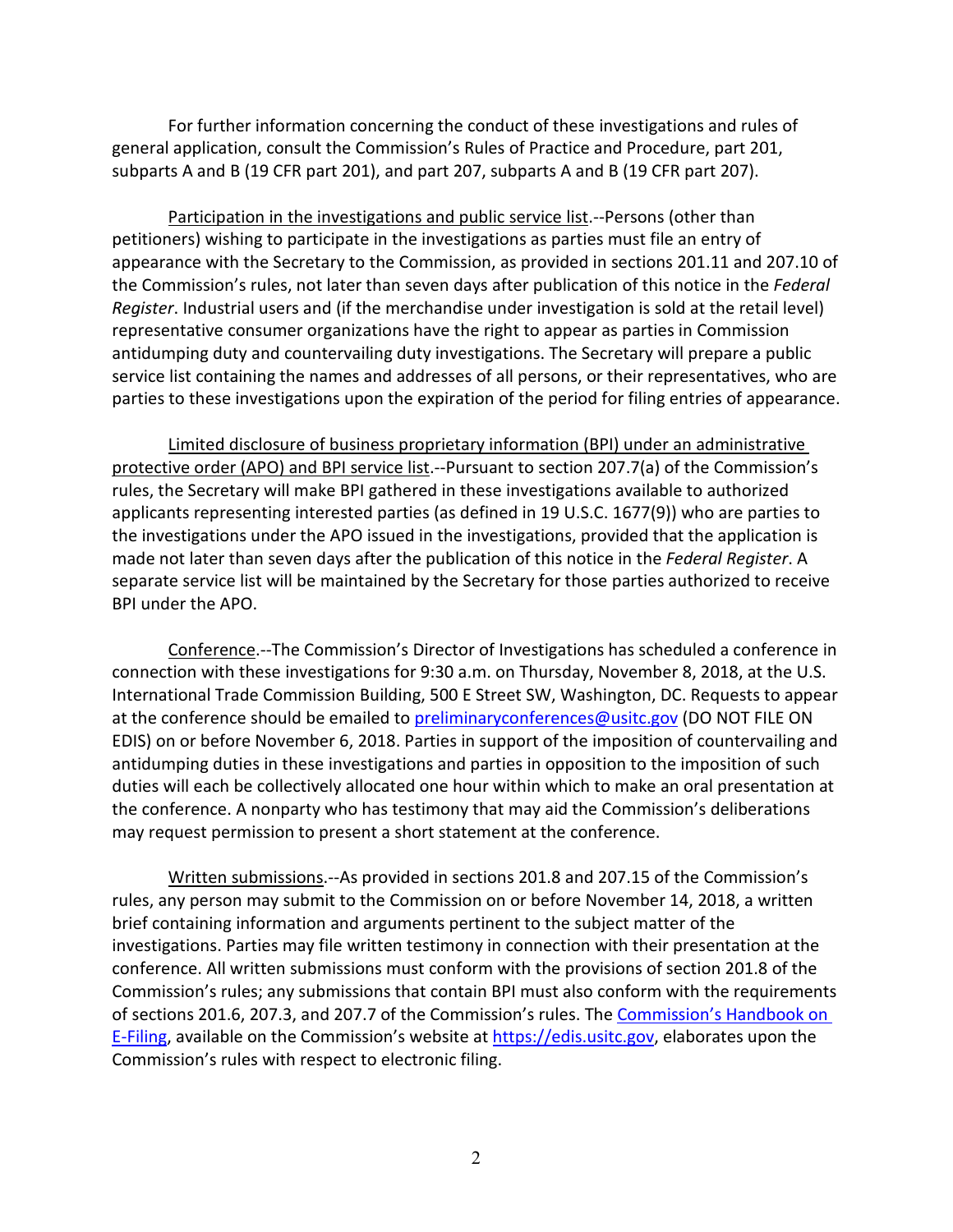For further information concerning the conduct of these investigations and rules of general application, consult the Commission's Rules of Practice and Procedure, part 201, subparts A and B (19 CFR part 201), and part 207, subparts A and B (19 CFR part 207).

Participation in the investigations and public service list.--Persons (other than petitioners) wishing to participate in the investigations as parties must file an entry of appearance with the Secretary to the Commission, as provided in sections 201.11 and 207.10 of the Commission's rules, not later than seven days after publication of this notice in the *Federal Register*. Industrial users and (if the merchandise under investigation is sold at the retail level) representative consumer organizations have the right to appear as parties in Commission antidumping duty and countervailing duty investigations. The Secretary will prepare a public service list containing the names and addresses of all persons, or their representatives, who are parties to these investigations upon the expiration of the period for filing entries of appearance.

Limited disclosure of business proprietary information (BPI) under an administrative protective order (APO) and BPI service list.--Pursuant to section 207.7(a) of the Commission's rules, the Secretary will make BPI gathered in these investigations available to authorized applicants representing interested parties (as defined in 19 U.S.C. 1677(9)) who are parties to the investigations under the APO issued in the investigations, provided that the application is made not later than seven days after the publication of this notice in the *Federal Register*. A separate service list will be maintained by the Secretary for those parties authorized to receive BPI under the APO.

Conference.--The Commission's Director of Investigations has scheduled a conference in connection with these investigations for 9:30 a.m. on Thursday, November 8, 2018, at the U.S. International Trade Commission Building, 500 E Street SW, Washington, DC. Requests to appear at the conference should be emailed to preliminaryconferences@usitc.gov (DO NOT FILE ON EDIS) on or before November 6, 2018. Parties in support of the imposition of countervailing and antidumping duties in these investigations and parties in opposition to the imposition of such duties will each be collectively allocated one hour within which to make an oral presentation at the conference. A nonparty who has testimony that may aid the Commission's deliberations may request permission to present a short statement at the conference.

Written submissions.--As provided in sections 201.8 and 207.15 of the Commission's rules, any person may submit to the Commission on or before November 14, 2018, a written brief containing information and arguments pertinent to the subject matter of the investigations. Parties may file written testimony in connection with their presentation at the conference. All written submissions must conform with the provisions of section 201.8 of the Commission's rules; any submissions that contain BPI must also conform with the requirements of sections 201.6, 207.3, and 207.7 of the Commission's rules. The Commission's Handbook on E-Filing, available on the Commission's website at https://edis.usitc.gov, elaborates upon the Commission's rules with respect to electronic filing.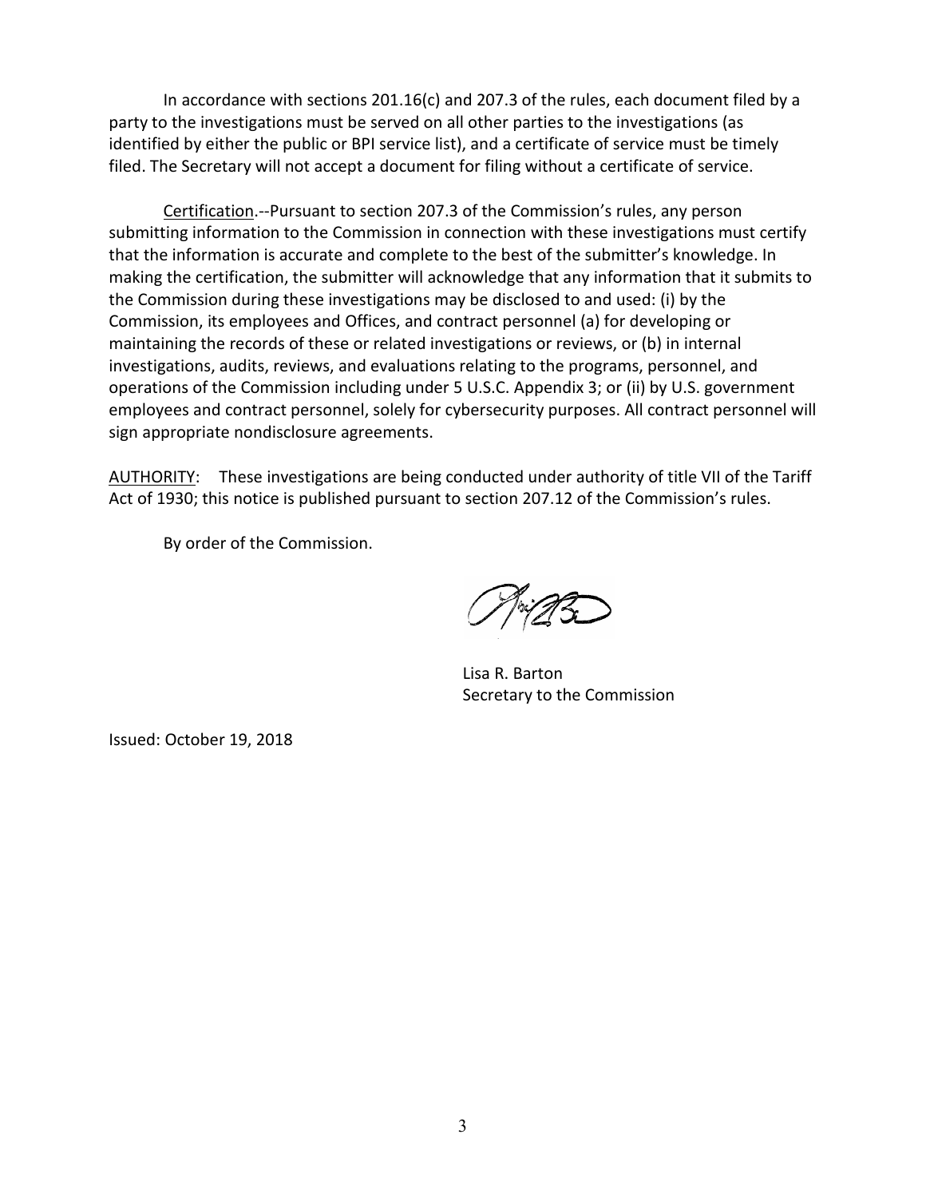In accordance with sections 201.16(c) and 207.3 of the rules, each document filed by a party to the investigations must be served on all other parties to the investigations (as identified by either the public or BPI service list), and a certificate of service must be timely filed. The Secretary will not accept a document for filing without a certificate of service.

Certification.--Pursuant to section 207.3 of the Commission's rules, any person submitting information to the Commission in connection with these investigations must certify that the information is accurate and complete to the best of the submitter's knowledge. In making the certification, the submitter will acknowledge that any information that it submits to the Commission during these investigations may be disclosed to and used: (i) by the Commission, its employees and Offices, and contract personnel (a) for developing or maintaining the records of these or related investigations or reviews, or (b) in internal investigations, audits, reviews, and evaluations relating to the programs, personnel, and operations of the Commission including under 5 U.S.C. Appendix 3; or (ii) by U.S. government employees and contract personnel, solely for cybersecurity purposes. All contract personnel will sign appropriate nondisclosure agreements.

AUTHORITY: These investigations are being conducted under authority of title VII of the Tariff Act of 1930; this notice is published pursuant to section 207.12 of the Commission's rules.

By order of the Commission.

Lisa R. Barton
Secretary to the Commission

Issued: October 19, 2018